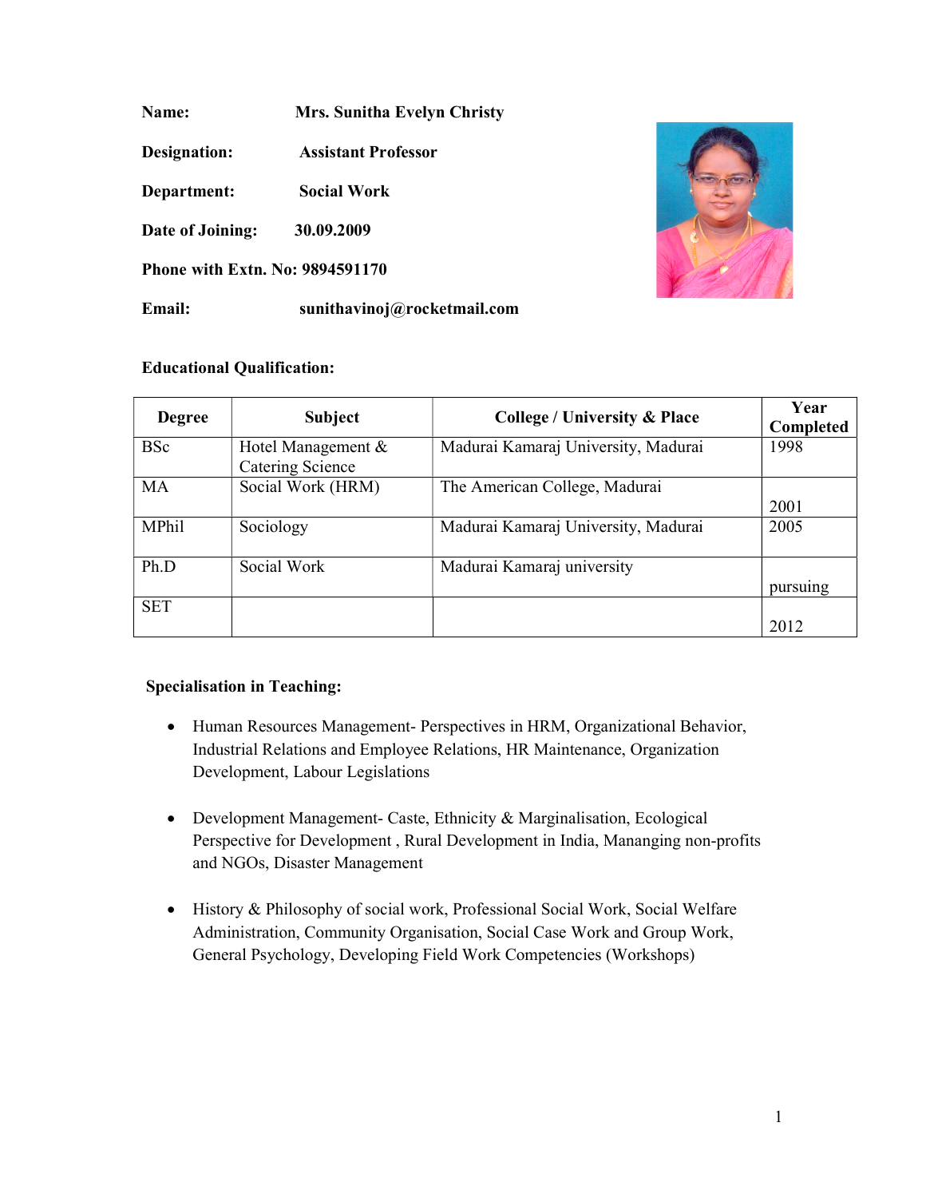**Name:** Mrs. Sunitha Evelyn Christy

**Designation:** Assistant Professor

**Department:** Social Work

**Date of Joining:** 30.09.2009

**Phone with Extn. No:** 9894591170

**Email:** sunithavinoj@rocketmail.com

**Educational Qualification:**

| Degree | Subject | College / University & Place | Year Completed |
|---|---|---|---|
| BSc | Hotel Management & Catering Science | Madurai Kamaraj University, Madurai | 1998 |
| MA | Social Work (HRM) | The American College, Madurai | 2001 |
| MPhil | Sociology | Madurai Kamaraj University, Madurai | 2005 |
| Ph.D | Social Work | Madurai Kamaraj university | pursuing |
| SET | | | 2012 |

**Specialisation in Teaching:**

- Human Resources Management- Perspectives in HRM, Organizational Behavior, Industrial Relations and Employee Relations, HR Maintenance, Organization Development, Labour Legislations

- Development Management- Caste, Ethnicity & Marginalisation, Ecological Perspective for Development , Rural Development in India, Mananging non-profits and NGOs, Disaster Management

- History & Philosophy of social work, Professional Social Work, Social Welfare Administration, Community Organisation, Social Case Work and Group Work, General Psychology, Developing Field Work Competencies (Workshops)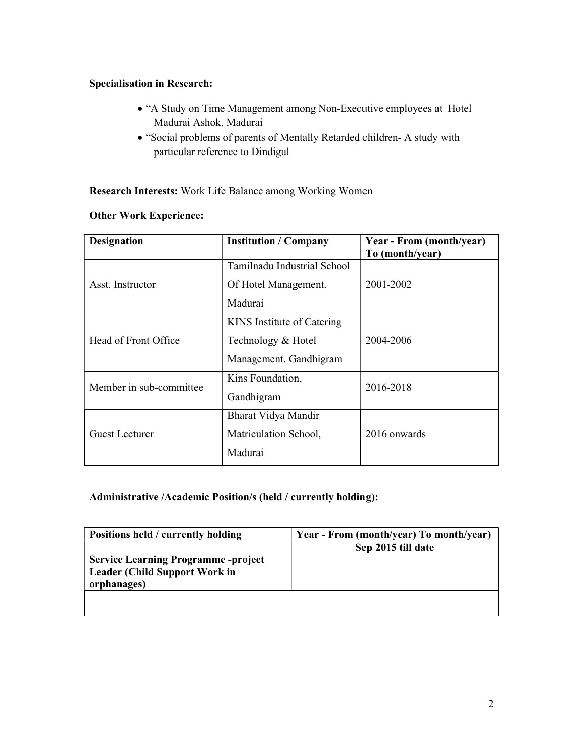**Specialisation in Research:**

- "A Study on Time Management among Non-Executive employees at Hotel Madurai Ashok, Madurai
- "Social problems of parents of Mentally Retarded children- A study with particular reference to Dindigul

**Research Interests:** Work Life Balance among Working Women

**Other Work Experience:**

| Designation | Institution / Company | Year - From (month/year) To (month/year) |
|---|---|---|
| Asst. Instructor | Tamilnadu Industrial School Of Hotel Management. Madurai | 2001-2002 |
| Head of Front Office | KINS Institute of Catering Technology & Hotel Management. Gandhigram | 2004-2006 |
| Member in sub-committee | Kins Foundation, Gandhigram | 2016-2018 |
| Guest Lecturer | Bharat Vidya Mandir Matriculation School, Madurai | 2016 onwards |

**Administrative /Academic Position/s (held / currently holding):**

| Positions held / currently holding | Year - From (month/year) To month/year) |
|---|---|
| **Service Learning Programme -project Leader (Child Support Work in orphanages)** | **Sep 2015 till date** |
| | |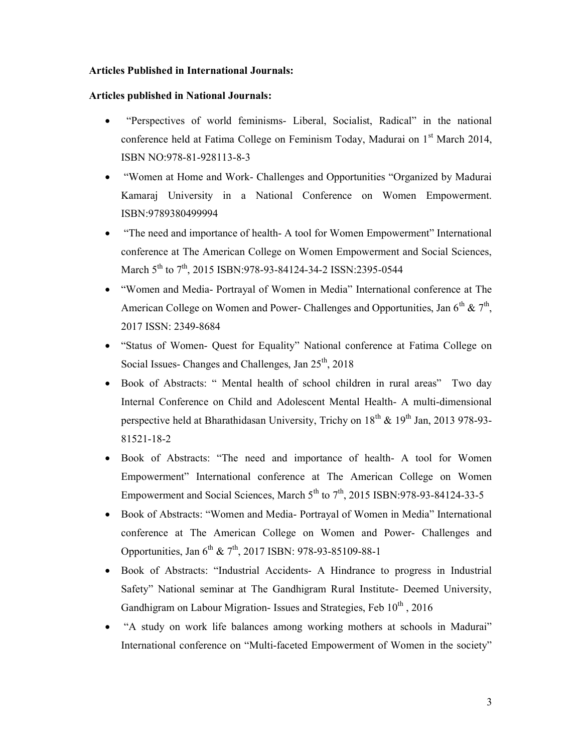**Articles Published in International Journals:**

**Articles published in National Journals:**

- "Perspectives of world feminisms- Liberal, Socialist, Radical" in the national conference held at Fatima College on Feminism Today, Madurai on 1st March 2014, ISBN NO:978-81-928113-8-3
- "Women at Home and Work- Challenges and Opportunities "Organized by Madurai Kamaraj University in a National Conference on Women Empowerment. ISBN:9789380499994
- "The need and importance of health- A tool for Women Empowerment" International conference at The American College on Women Empowerment and Social Sciences, March 5th to 7th, 2015 ISBN:978-93-84124-34-2 ISSN:2395-0544
- "Women and Media- Portrayal of Women in Media" International conference at The American College on Women and Power- Challenges and Opportunities, Jan 6th & 7th, 2017 ISSN: 2349-8684
- "Status of Women- Quest for Equality" National conference at Fatima College on Social Issues- Changes and Challenges, Jan 25th, 2018
- Book of Abstracts: " Mental health of school children in rural areas" Two day Internal Conference on Child and Adolescent Mental Health- A multi-dimensional perspective held at Bharathidasan University, Trichy on 18th & 19th Jan, 2013 978-93-81521-18-2
- Book of Abstracts: "The need and importance of health- A tool for Women Empowerment" International conference at The American College on Women Empowerment and Social Sciences, March 5th to 7th, 2015 ISBN:978-93-84124-33-5
- Book of Abstracts: "Women and Media- Portrayal of Women in Media" International conference at The American College on Women and Power- Challenges and Opportunities, Jan 6th & 7th, 2017 ISBN: 978-93-85109-88-1
- Book of Abstracts: "Industrial Accidents- A Hindrance to progress in Industrial Safety" National seminar at The Gandhigram Rural Institute- Deemed University, Gandhigram on Labour Migration- Issues and Strategies, Feb 10th , 2016
- "A study on work life balances among working mothers at schools in Madurai" International conference on "Multi-faceted Empowerment of Women in the society"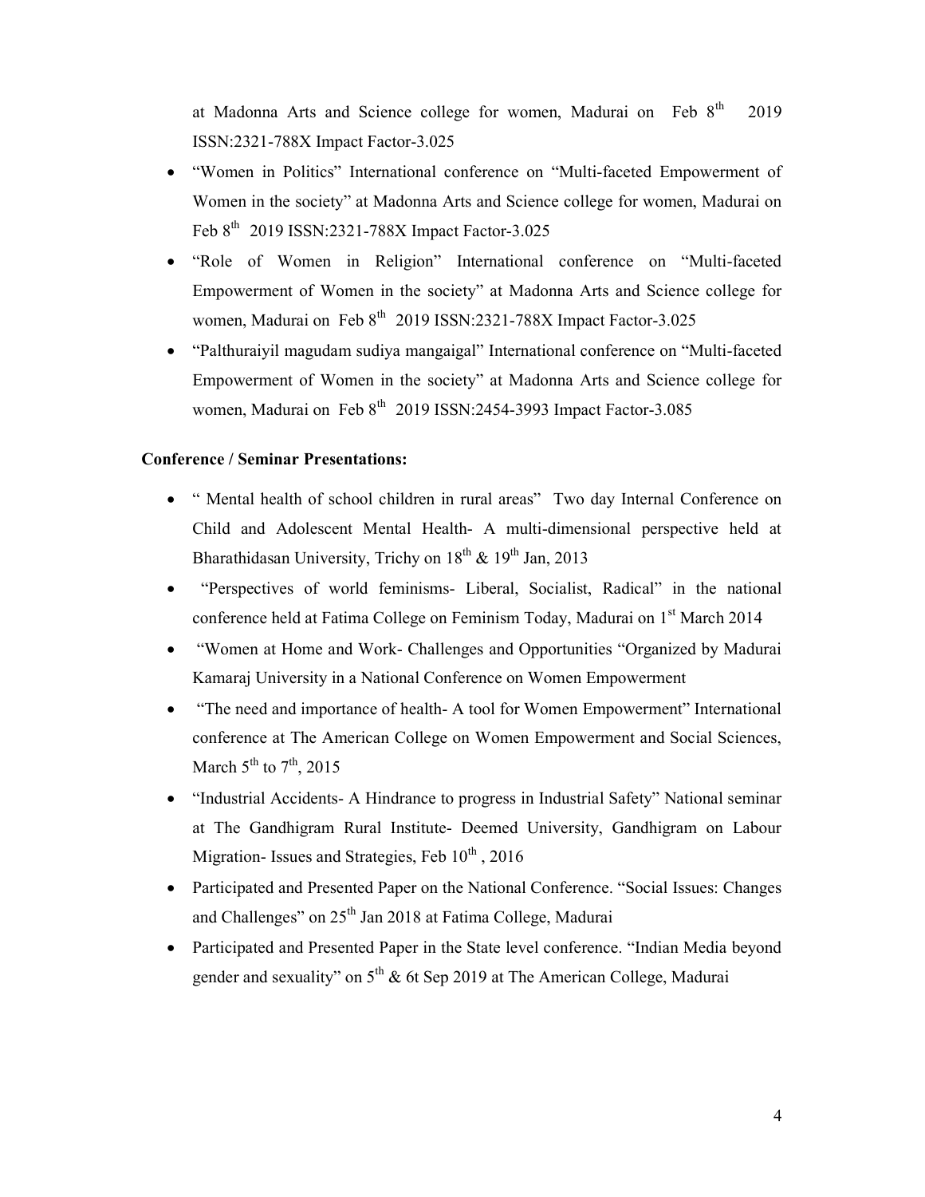at Madonna Arts and Science college for women, Madurai on Feb 8th 2019 ISSN:2321-788X Impact Factor-3.025

- "Women in Politics" International conference on "Multi-faceted Empowerment of Women in the society" at Madonna Arts and Science college for women, Madurai on Feb 8th 2019 ISSN:2321-788X Impact Factor-3.025
- "Role of Women in Religion" International conference on "Multi-faceted Empowerment of Women in the society" at Madonna Arts and Science college for women, Madurai on Feb 8th 2019 ISSN:2321-788X Impact Factor-3.025
- "Palthuraiyil magudam sudiya mangaigal" International conference on "Multi-faceted Empowerment of Women in the society" at Madonna Arts and Science college for women, Madurai on Feb 8th 2019 ISSN:2454-3993 Impact Factor-3.085

**Conference / Seminar Presentations:**

- " Mental health of school children in rural areas" Two day Internal Conference on Child and Adolescent Mental Health- A multi-dimensional perspective held at Bharathidasan University, Trichy on 18th & 19th Jan, 2013
- "Perspectives of world feminisms- Liberal, Socialist, Radical" in the national conference held at Fatima College on Feminism Today, Madurai on 1st March 2014
- "Women at Home and Work- Challenges and Opportunities "Organized by Madurai Kamaraj University in a National Conference on Women Empowerment
- "The need and importance of health- A tool for Women Empowerment" International conference at The American College on Women Empowerment and Social Sciences, March 5th to 7th, 2015
- "Industrial Accidents- A Hindrance to progress in Industrial Safety" National seminar at The Gandhigram Rural Institute- Deemed University, Gandhigram on Labour Migration- Issues and Strategies, Feb 10th , 2016
- Participated and Presented Paper on the National Conference. "Social Issues: Changes and Challenges" on 25th Jan 2018 at Fatima College, Madurai
- Participated and Presented Paper in the State level conference. "Indian Media beyond gender and sexuality" on 5th & 6t Sep 2019 at The American College, Madurai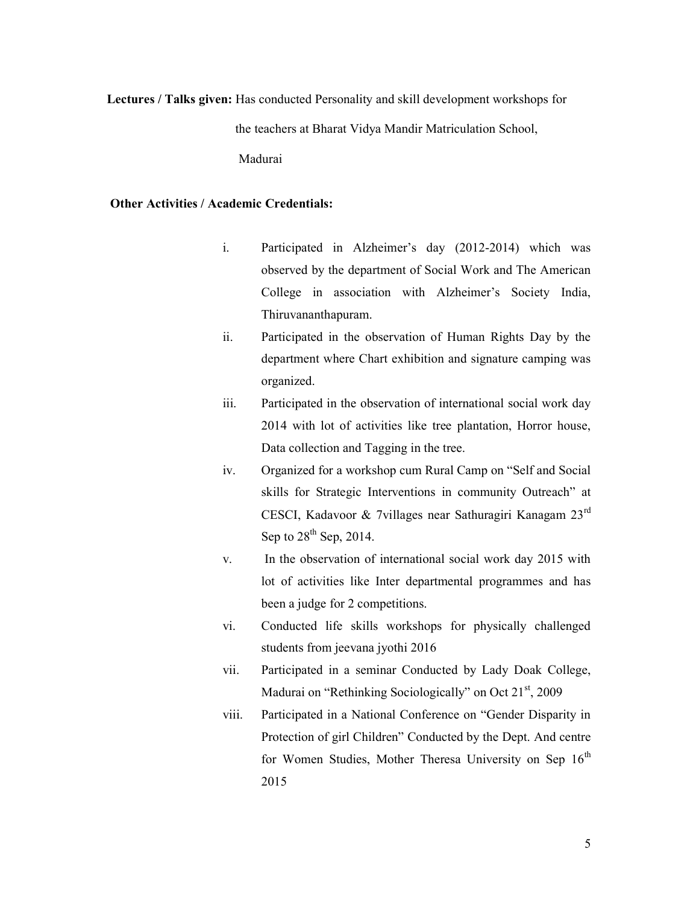**Lectures / Talks given:** Has conducted Personality and skill development workshops for the teachers at Bharat Vidya Mandir Matriculation School, Madurai

**Other Activities / Academic Credentials:**

i. Participated in Alzheimer's day (2012-2014) which was observed by the department of Social Work and The American College in association with Alzheimer's Society India, Thiruvananthapuram.

ii. Participated in the observation of Human Rights Day by the department where Chart exhibition and signature camping was organized.

iii. Participated in the observation of international social work day 2014 with lot of activities like tree plantation, Horror house, Data collection and Tagging in the tree.

iv. Organized for a workshop cum Rural Camp on "Self and Social skills for Strategic Interventions in community Outreach" at CESCI, Kadavoor & 7villages near Sathuragiri Kanagam 23rd Sep to 28th Sep, 2014.

v. In the observation of international social work day 2015 with lot of activities like Inter departmental programmes and has been a judge for 2 competitions.

vi. Conducted life skills workshops for physically challenged students from jeevana jyothi 2016

vii. Participated in a seminar Conducted by Lady Doak College, Madurai on "Rethinking Sociologically" on Oct 21st, 2009

viii. Participated in a National Conference on "Gender Disparity in Protection of girl Children" Conducted by the Dept. And centre for Women Studies, Mother Theresa University on Sep 16th 2015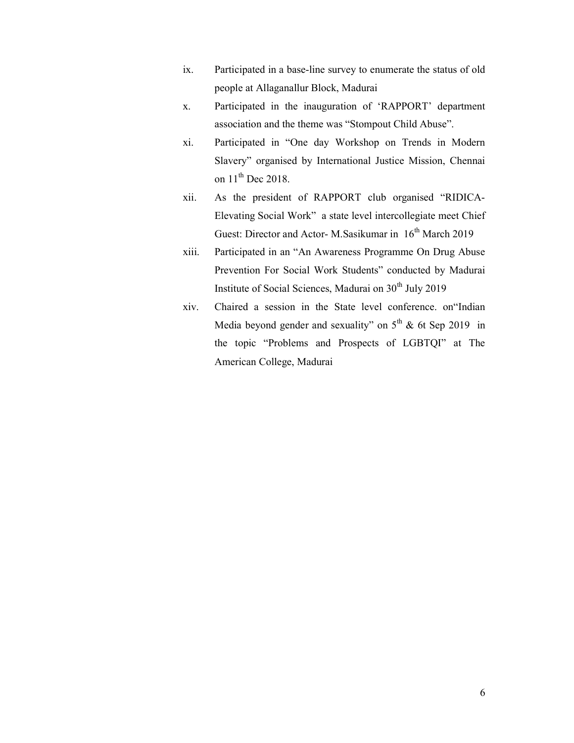ix. Participated in a base-line survey to enumerate the status of old people at Allaganallur Block, Madurai

x. Participated in the inauguration of 'RAPPORT' department association and the theme was "Stompout Child Abuse".

xi. Participated in "One day Workshop on Trends in Modern Slavery" organised by International Justice Mission, Chennai on 11th Dec 2018.

xii. As the president of RAPPORT club organised "RIDICA-Elevating Social Work" a state level intercollegiate meet Chief Guest: Director and Actor- M.Sasikumar in 16th March 2019

xiii. Participated in an "An Awareness Programme On Drug Abuse Prevention For Social Work Students" conducted by Madurai Institute of Social Sciences, Madurai on 30th July 2019

xiv. Chaired a session in the State level conference. on"Indian Media beyond gender and sexuality" on 5th & 6t Sep 2019 in the topic "Problems and Prospects of LGBTQI" at The American College, Madurai